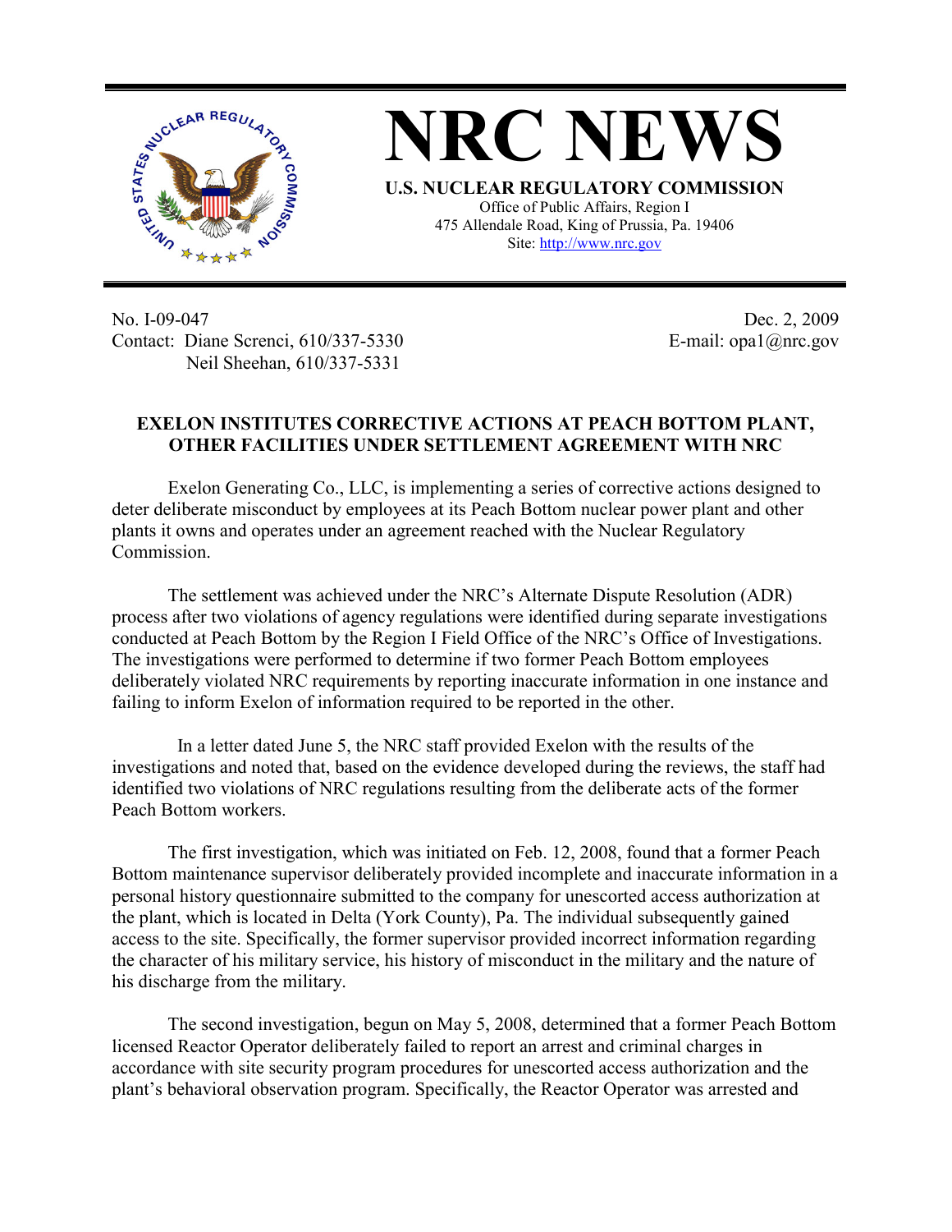# NRC NEWS

**U.S. NUCLEAR REGULATORY COMMISSION**

Office of Public Affairs, Region I
475 Allendale Road, King of Prussia, Pa. 19406
Site: http://www.nrc.gov

No. I-09-047
Contact: Diane Screnci, 610/337-5330
Neil Sheehan, 610/337-5331

Dec. 2, 2009
E-mail: opa1@nrc.gov

## EXELON INSTITUTES CORRECTIVE ACTIONS AT PEACH BOTTOM PLANT, OTHER FACILITIES UNDER SETTLEMENT AGREEMENT WITH NRC

Exelon Generating Co., LLC, is implementing a series of corrective actions designed to deter deliberate misconduct by employees at its Peach Bottom nuclear power plant and other plants it owns and operates under an agreement reached with the Nuclear Regulatory Commission.

The settlement was achieved under the NRC's Alternate Dispute Resolution (ADR) process after two violations of agency regulations were identified during separate investigations conducted at Peach Bottom by the Region I Field Office of the NRC's Office of Investigations. The investigations were performed to determine if two former Peach Bottom employees deliberately violated NRC requirements by reporting inaccurate information in one instance and failing to inform Exelon of information required to be reported in the other.

In a letter dated June 5, the NRC staff provided Exelon with the results of the investigations and noted that, based on the evidence developed during the reviews, the staff had identified two violations of NRC regulations resulting from the deliberate acts of the former Peach Bottom workers.

The first investigation, which was initiated on Feb. 12, 2008, found that a former Peach Bottom maintenance supervisor deliberately provided incomplete and inaccurate information in a personal history questionnaire submitted to the company for unescorted access authorization at the plant, which is located in Delta (York County), Pa. The individual subsequently gained access to the site. Specifically, the former supervisor provided incorrect information regarding the character of his military service, his history of misconduct in the military and the nature of his discharge from the military.

The second investigation, begun on May 5, 2008, determined that a former Peach Bottom licensed Reactor Operator deliberately failed to report an arrest and criminal charges in accordance with site security program procedures for unescorted access authorization and the plant's behavioral observation program. Specifically, the Reactor Operator was arrested and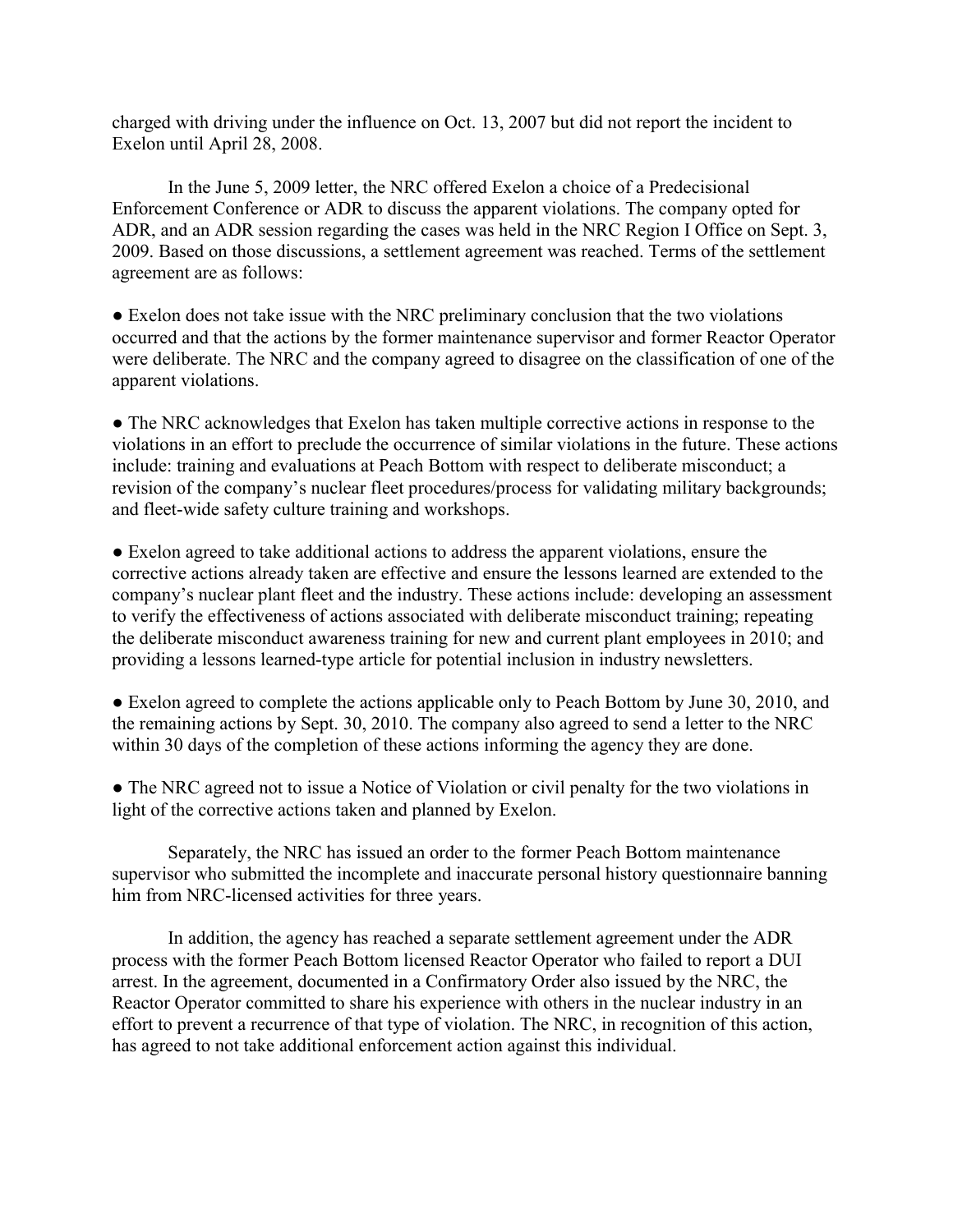charged with driving under the influence on Oct. 13, 2007 but did not report the incident to Exelon until April 28, 2008.

In the June 5, 2009 letter, the NRC offered Exelon a choice of a Predecisional Enforcement Conference or ADR to discuss the apparent violations. The company opted for ADR, and an ADR session regarding the cases was held in the NRC Region I Office on Sept. 3, 2009. Based on those discussions, a settlement agreement was reached. Terms of the settlement agreement are as follows:

- Exelon does not take issue with the NRC preliminary conclusion that the two violations occurred and that the actions by the former maintenance supervisor and former Reactor Operator were deliberate. The NRC and the company agreed to disagree on the classification of one of the apparent violations.

- The NRC acknowledges that Exelon has taken multiple corrective actions in response to the violations in an effort to preclude the occurrence of similar violations in the future. These actions include: training and evaluations at Peach Bottom with respect to deliberate misconduct; a revision of the company's nuclear fleet procedures/process for validating military backgrounds; and fleet-wide safety culture training and workshops.

- Exelon agreed to take additional actions to address the apparent violations, ensure the corrective actions already taken are effective and ensure the lessons learned are extended to the company's nuclear plant fleet and the industry. These actions include: developing an assessment to verify the effectiveness of actions associated with deliberate misconduct training; repeating the deliberate misconduct awareness training for new and current plant employees in 2010; and providing a lessons learned-type article for potential inclusion in industry newsletters.

- Exelon agreed to complete the actions applicable only to Peach Bottom by June 30, 2010, and the remaining actions by Sept. 30, 2010. The company also agreed to send a letter to the NRC within 30 days of the completion of these actions informing the agency they are done.

- The NRC agreed not to issue a Notice of Violation or civil penalty for the two violations in light of the corrective actions taken and planned by Exelon.

Separately, the NRC has issued an order to the former Peach Bottom maintenance supervisor who submitted the incomplete and inaccurate personal history questionnaire banning him from NRC-licensed activities for three years.

In addition, the agency has reached a separate settlement agreement under the ADR process with the former Peach Bottom licensed Reactor Operator who failed to report a DUI arrest. In the agreement, documented in a Confirmatory Order also issued by the NRC, the Reactor Operator committed to share his experience with others in the nuclear industry in an effort to prevent a recurrence of that type of violation. The NRC, in recognition of this action, has agreed to not take additional enforcement action against this individual.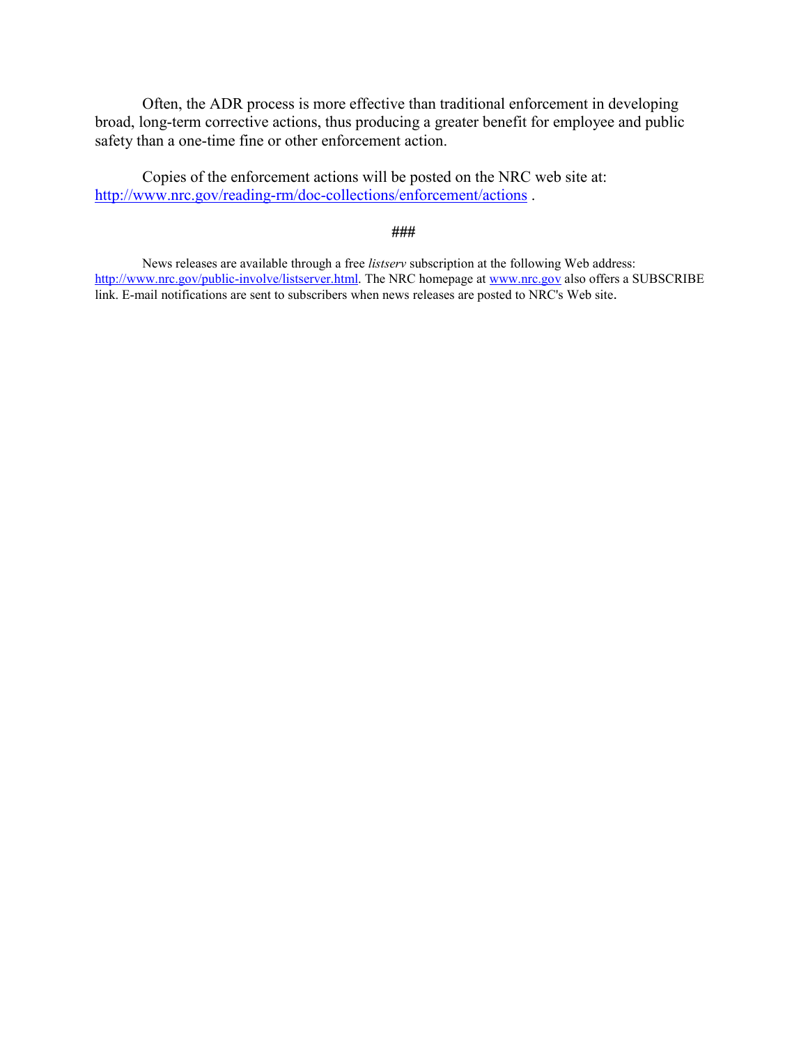Often, the ADR process is more effective than traditional enforcement in developing broad, long-term corrective actions, thus producing a greater benefit for employee and public safety than a one-time fine or other enforcement action.

Copies of the enforcement actions will be posted on the NRC web site at: http://www.nrc.gov/reading-rm/doc-collections/enforcement/actions .

###

News releases are available through a free *listserv* subscription at the following Web address: http://www.nrc.gov/public-involve/listserver.html. The NRC homepage at www.nrc.gov also offers a SUBSCRIBE link. E-mail notifications are sent to subscribers when news releases are posted to NRC's Web site.